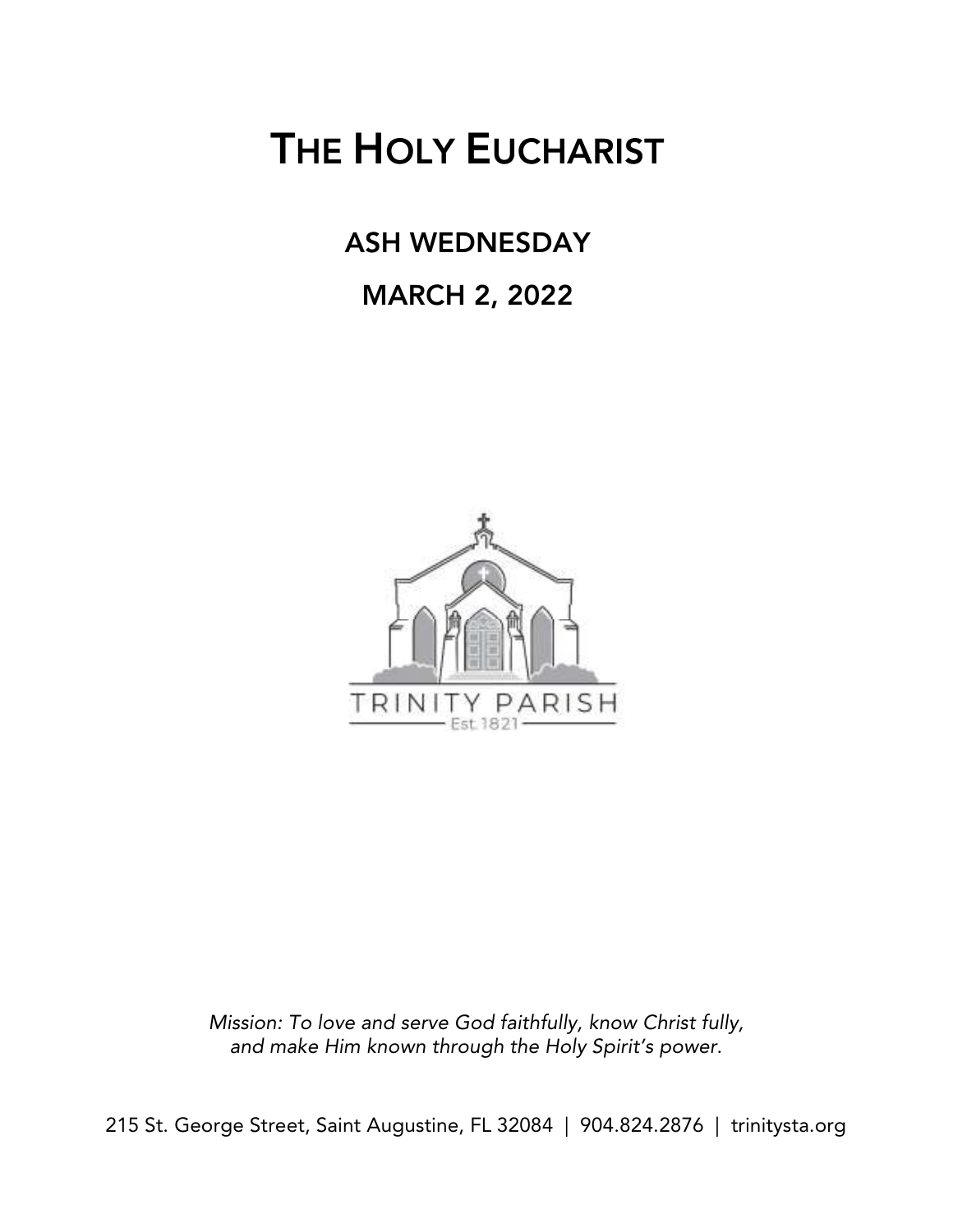# The Holy Eucharist

## Ash Wednesday

## March 2, 2022

TRINITY PARISH

Est. 1821

*Mission: To love and serve God faithfully, know Christ fully, and make Him known through the Holy Spirit's power.*

215 St. George Street, Saint Augustine, FL 32084 | 904.824.2876 | trinitysta.org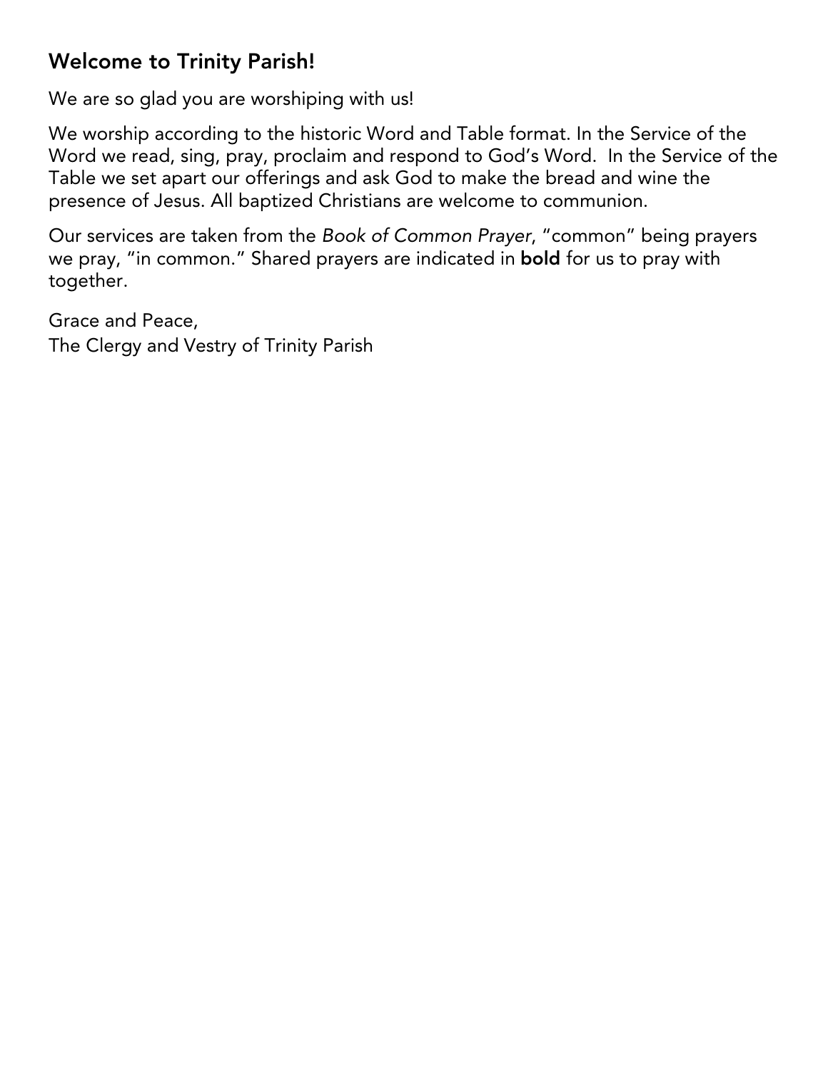## Welcome to Trinity Parish!

We are so glad you are worshiping with us!

We worship according to the historic Word and Table format. In the Service of the Word we read, sing, pray, proclaim and respond to God's Word. In the Service of the Table we set apart our offerings and ask God to make the bread and wine the presence of Jesus. All baptized Christians are welcome to communion.

Our services are taken from the *Book of Common Prayer*, "common" being prayers we pray, "in common." Shared prayers are indicated in **bold** for us to pray with together.

Grace and Peace,
The Clergy and Vestry of Trinity Parish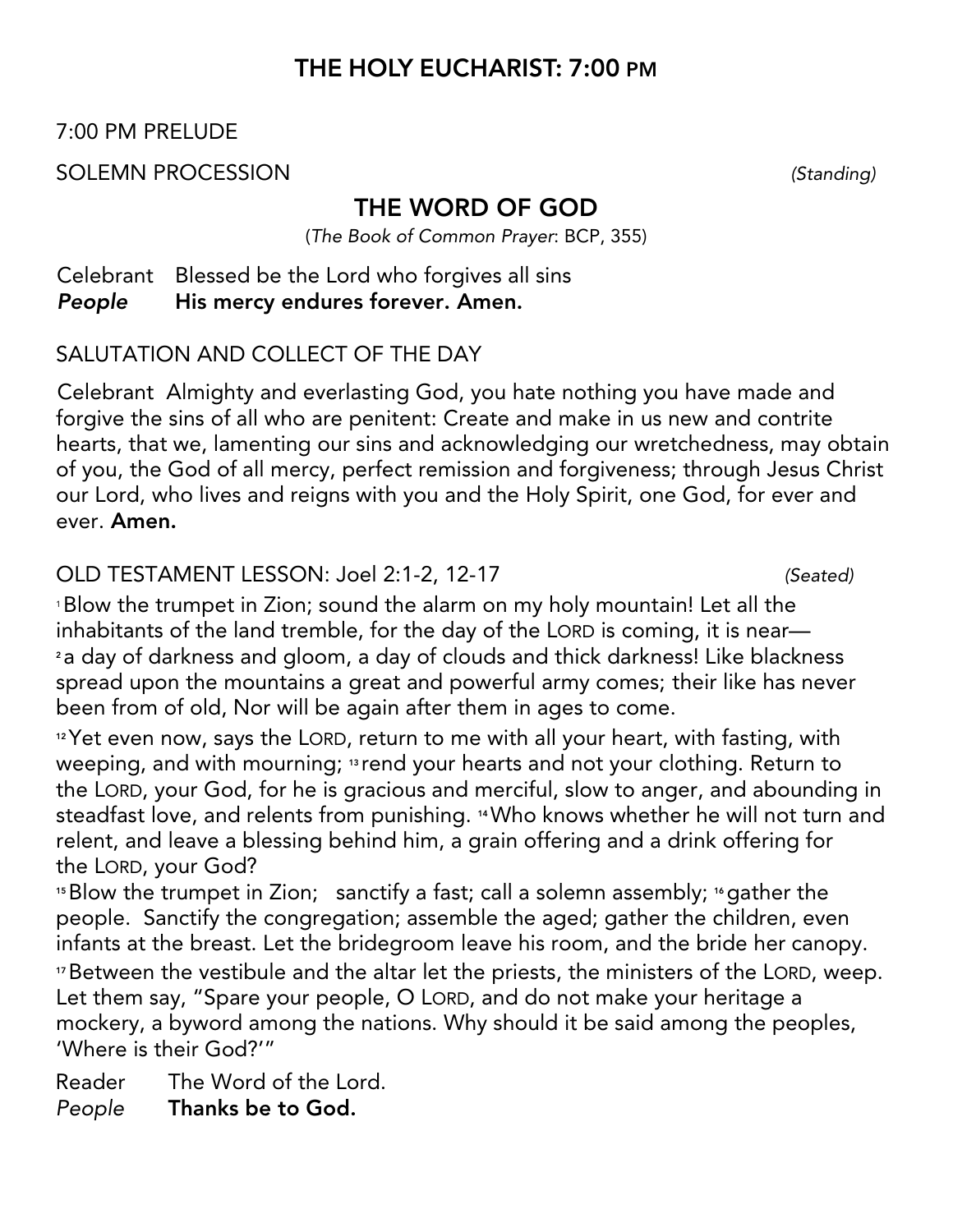# THE HOLY EUCHARIST: 7:00 PM

7:00 PM PRELUDE

SOLEMN PROCESSION *(Standing)*

## THE WORD OF GOD

(*The Book of Common Prayer*: BCP, 355)

Celebrant Blessed be the Lord who forgives all sins
***People*** **His mercy endures forever. Amen.**

SALUTATION AND COLLECT OF THE DAY

Celebrant Almighty and everlasting God, you hate nothing you have made and forgive the sins of all who are penitent: Create and make in us new and contrite hearts, that we, lamenting our sins and acknowledging our wretchedness, may obtain of you, the God of all mercy, perfect remission and forgiveness; through Jesus Christ our Lord, who lives and reigns with you and the Holy Spirit, one God, for ever and ever. **Amen.**

OLD TESTAMENT LESSON: Joel 2:1-2, 12-17 *(Seated)*

[1] Blow the trumpet in Zion; sound the alarm on my holy mountain! Let all the inhabitants of the land tremble, for the day of the LORD is coming, it is near— [2] a day of darkness and gloom, a day of clouds and thick darkness! Like blackness spread upon the mountains a great and powerful army comes; their like has never been from of old, Nor will be again after them in ages to come.

[12] Yet even now, says the LORD, return to me with all your heart, with fasting, with weeping, and with mourning; [13] rend your hearts and not your clothing. Return to the LORD, your God, for he is gracious and merciful, slow to anger, and abounding in steadfast love, and relents from punishing. [14] Who knows whether he will not turn and relent, and leave a blessing behind him, a grain offering and a drink offering for the LORD, your God?

[15] Blow the trumpet in Zion; sanctify a fast; call a solemn assembly; [16] gather the people. Sanctify the congregation; assemble the aged; gather the children, even infants at the breast. Let the bridegroom leave his room, and the bride her canopy.

[17] Between the vestibule and the altar let the priests, the ministers of the LORD, weep. Let them say, "Spare your people, O LORD, and do not make your heritage a mockery, a byword among the nations. Why should it be said among the peoples, 'Where is their God?'"

Reader The Word of the Lord.
*People* **Thanks be to God.**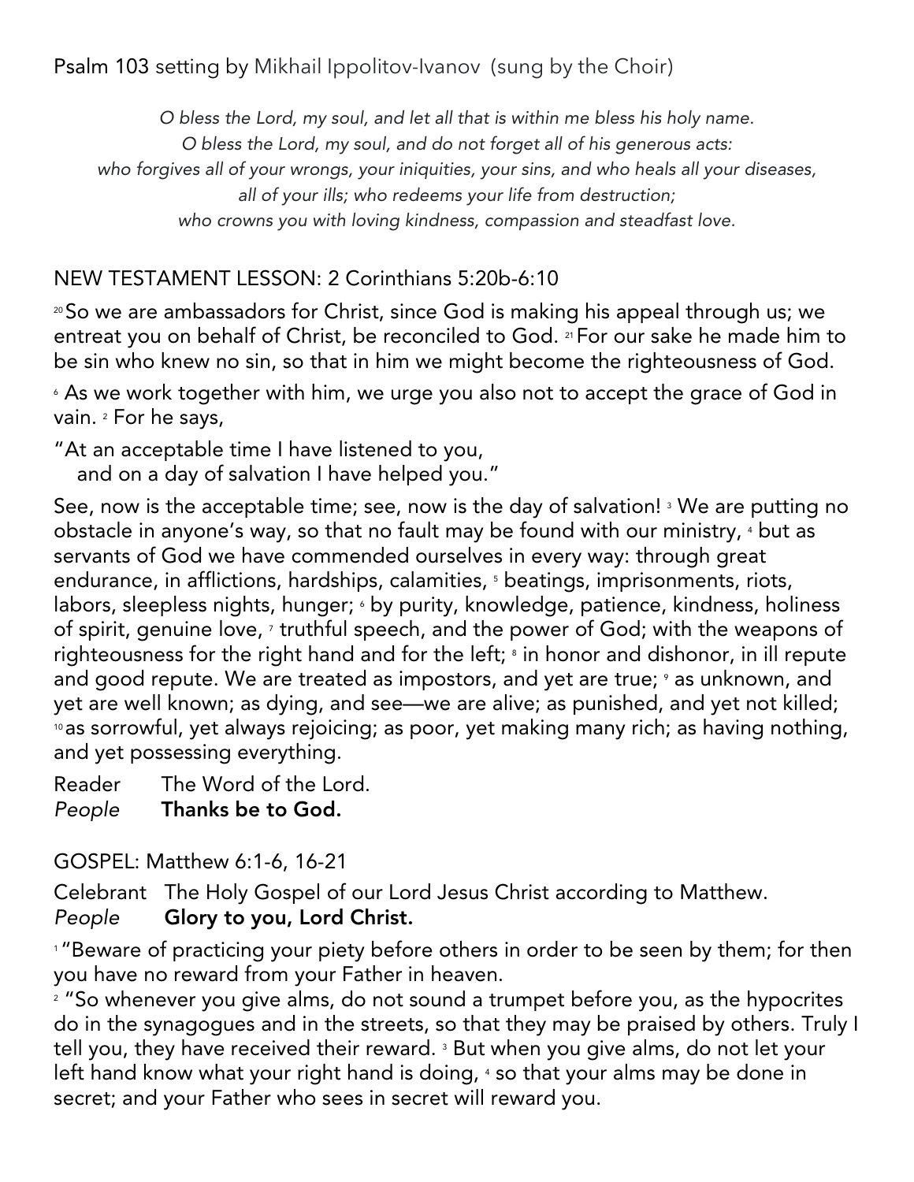Psalm 103 setting by Mikhail Ippolitov-Ivanov (sung by the Choir)

*O bless the Lord, my soul, and let all that is within me bless his holy name.*
*O bless the Lord, my soul, and do not forget all of his generous acts:*
*who forgives all of your wrongs, your iniquities, your sins, and who heals all your diseases,*
*all of your ills; who redeems your life from destruction;*
*who crowns you with loving kindness, compassion and steadfast love.*

NEW TESTAMENT LESSON: 2 Corinthians 5:20b-6:10

[20] So we are ambassadors for Christ, since God is making his appeal through us; we entreat you on behalf of Christ, be reconciled to God. [21] For our sake he made him to be sin who knew no sin, so that in him we might become the righteousness of God.

[6] As we work together with him, we urge you also not to accept the grace of God in vain. [2] For he says,

"At an acceptable time I have listened to you,
and on a day of salvation I have helped you."

See, now is the acceptable time; see, now is the day of salvation! [3] We are putting no obstacle in anyone's way, so that no fault may be found with our ministry, [4] but as servants of God we have commended ourselves in every way: through great endurance, in afflictions, hardships, calamities, [5] beatings, imprisonments, riots, labors, sleepless nights, hunger; [6] by purity, knowledge, patience, kindness, holiness of spirit, genuine love, [7] truthful speech, and the power of God; with the weapons of righteousness for the right hand and for the left; [8] in honor and dishonor, in ill repute and good repute. We are treated as impostors, and yet are true; [9] as unknown, and yet are well known; as dying, and see—we are alive; as punished, and yet not killed; [10] as sorrowful, yet always rejoicing; as poor, yet making many rich; as having nothing, and yet possessing everything.

Reader The Word of the Lord.
*People* **Thanks be to God.**

GOSPEL: Matthew 6:1-6, 16-21

Celebrant The Holy Gospel of our Lord Jesus Christ according to Matthew.
*People* **Glory to you, Lord Christ.**

[1] "Beware of practicing your piety before others in order to be seen by them; for then you have no reward from your Father in heaven.
[2] "So whenever you give alms, do not sound a trumpet before you, as the hypocrites do in the synagogues and in the streets, so that they may be praised by others. Truly I tell you, they have received their reward. [3] But when you give alms, do not let your left hand know what your right hand is doing, [4] so that your alms may be done in secret; and your Father who sees in secret will reward you.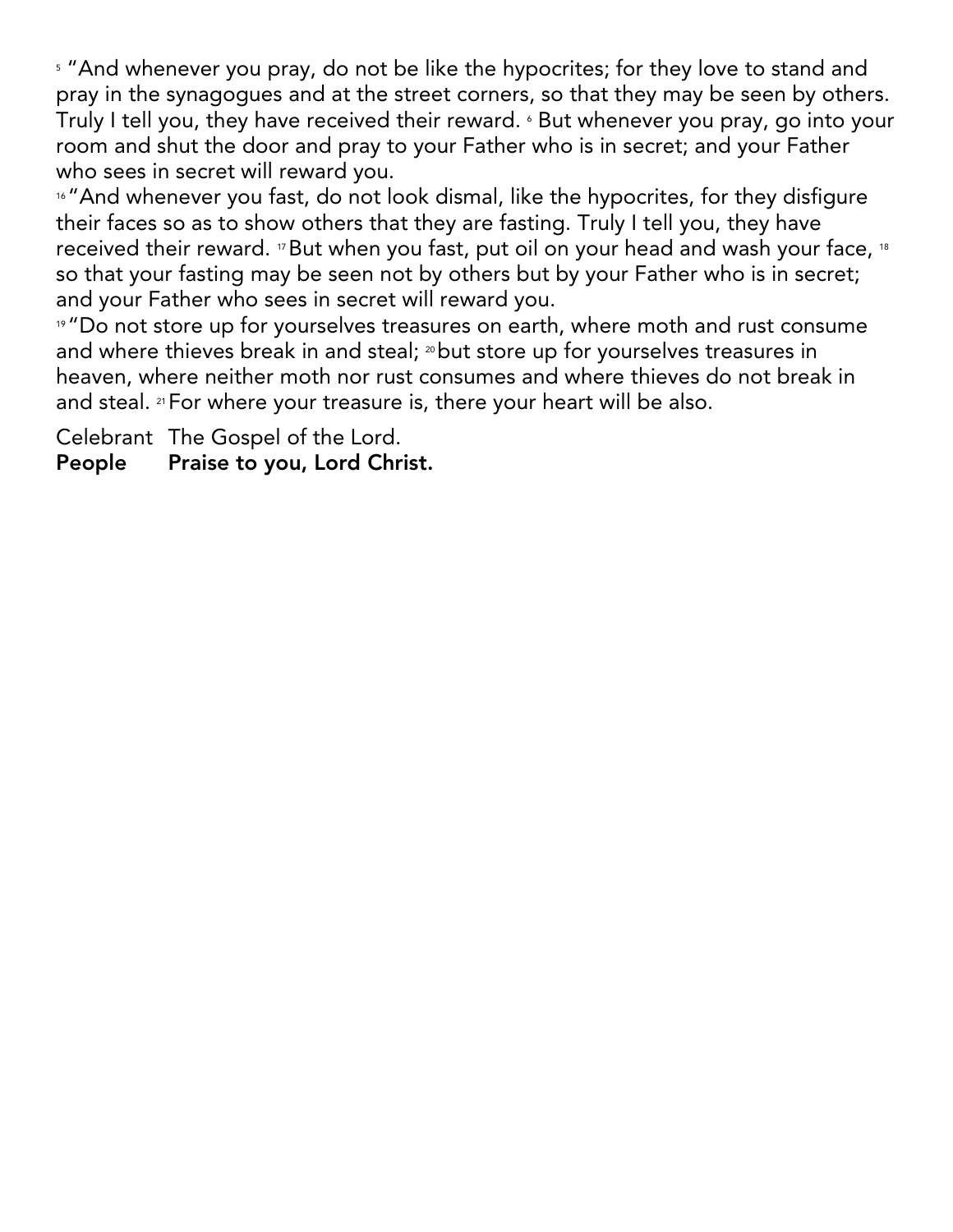[5] "And whenever you pray, do not be like the hypocrites; for they love to stand and pray in the synagogues and at the street corners, so that they may be seen by others. Truly I tell you, they have received their reward. [6] But whenever you pray, go into your room and shut the door and pray to your Father who is in secret; and your Father who sees in secret will reward you.

[16] "And whenever you fast, do not look dismal, like the hypocrites, for they disfigure their faces so as to show others that they are fasting. Truly I tell you, they have received their reward. [17] But when you fast, put oil on your head and wash your face, [18] so that your fasting may be seen not by others but by your Father who is in secret; and your Father who sees in secret will reward you.

[19] "Do not store up for yourselves treasures on earth, where moth and rust consume and where thieves break in and steal; [20] but store up for yourselves treasures in heaven, where neither moth nor rust consumes and where thieves do not break in and steal. [21] For where your treasure is, there your heart will be also.

Celebrant The Gospel of the Lord.
**People Praise to you, Lord Christ.**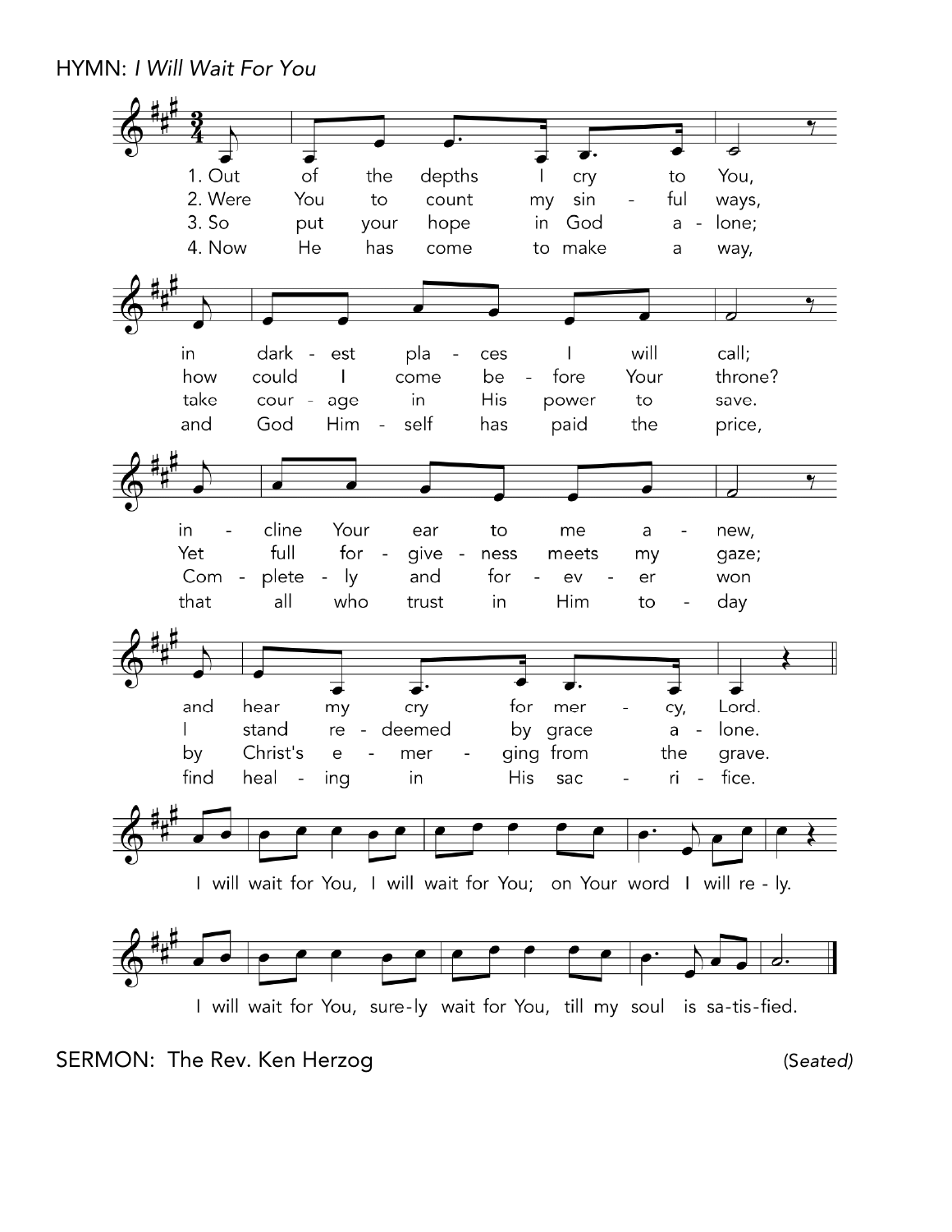HYMN: *I Will Wait For You*

1. Out of the depths I cry to You,
in darkest places I will call;
incline Your ear to me anew,
and hear my cry for mercy, Lord.

2. Were You to count my sinful ways,
how could I come before Your throne?
Yet full forgiveness meets my gaze;
I stand redeemed by grace alone.

3. So put your hope in God alone;
take courage in His power to save.
Completely and forever won
by Christ's emerging from the grave.

4. Now He has come to make a way,
and God Himself has paid the price,
that all who trust in Him today
find healing in His sacrifice.

I will wait for You, I will wait for You; on Your word I will rely.

I will wait for You, surely wait for You, till my soul is satisfied.

SERMON: The Rev. Ken Herzog *(Seated)*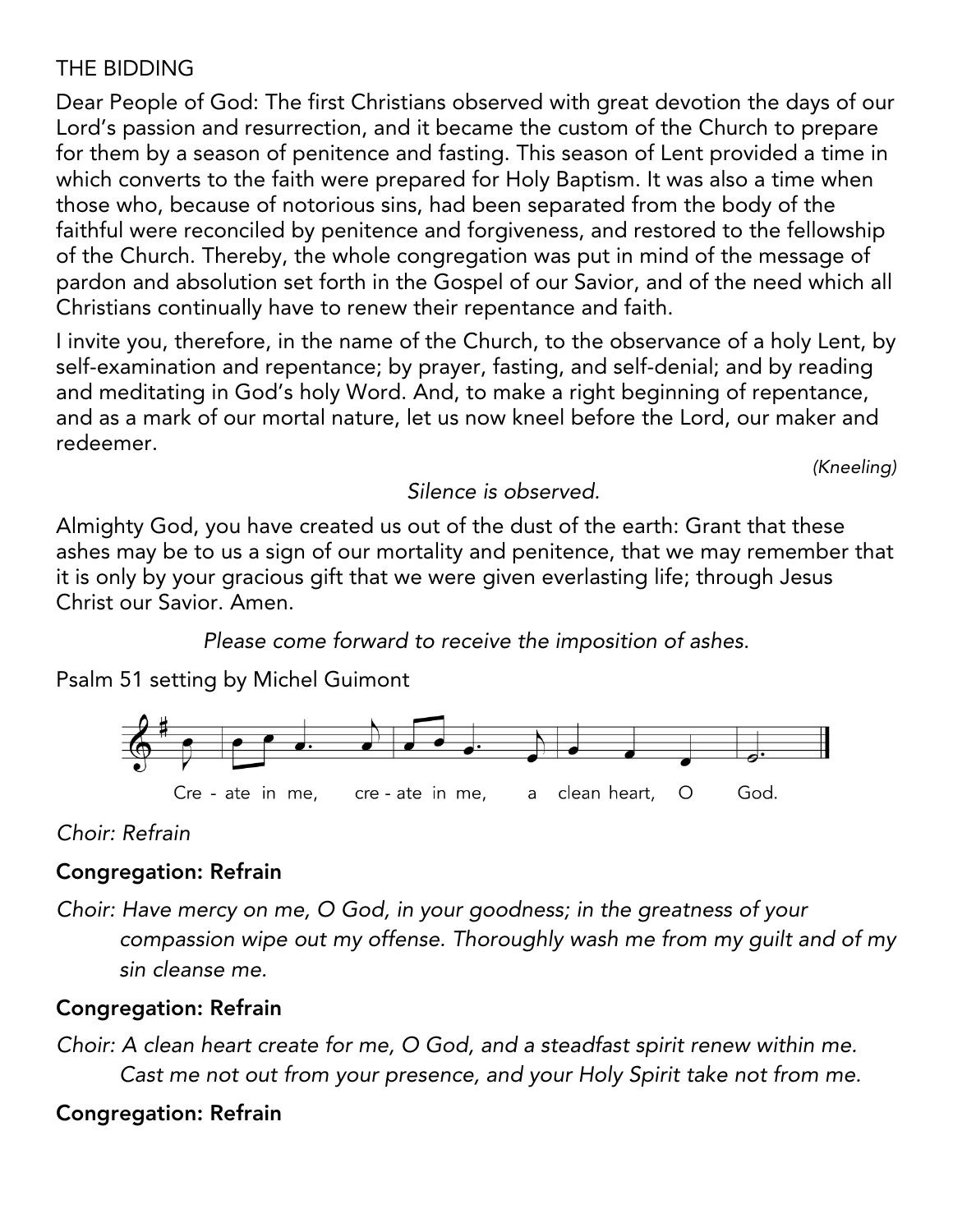THE BIDDING

Dear People of God: The first Christians observed with great devotion the days of our Lord's passion and resurrection, and it became the custom of the Church to prepare for them by a season of penitence and fasting. This season of Lent provided a time in which converts to the faith were prepared for Holy Baptism. It was also a time when those who, because of notorious sins, had been separated from the body of the faithful were reconciled by penitence and forgiveness, and restored to the fellowship of the Church. Thereby, the whole congregation was put in mind of the message of pardon and absolution set forth in the Gospel of our Savior, and of the need which all Christians continually have to renew their repentance and faith.

I invite you, therefore, in the name of the Church, to the observance of a holy Lent, by self-examination and repentance; by prayer, fasting, and self-denial; and by reading and meditating in God's holy Word. And, to make a right beginning of repentance, and as a mark of our mortal nature, let us now kneel before the Lord, our maker and redeemer.

*(Kneeling)*

*Silence is observed.*

Almighty God, you have created us out of the dust of the earth: Grant that these ashes may be to us a sign of our mortality and penitence, that we may remember that it is only by your gracious gift that we were given everlasting life; through Jesus Christ our Savior. Amen.

*Please come forward to receive the imposition of ashes.*

Psalm 51 setting by Michel Guimont

Cre - ate in me, cre - ate in me, a clean heart, O God.

*Choir: Refrain*

**Congregation: Refrain**

*Choir: Have mercy on me, O God, in your goodness; in the greatness of your compassion wipe out my offense. Thoroughly wash me from my guilt and of my sin cleanse me.*

**Congregation: Refrain**

*Choir: A clean heart create for me, O God, and a steadfast spirit renew within me. Cast me not out from your presence, and your Holy Spirit take not from me.*

**Congregation: Refrain**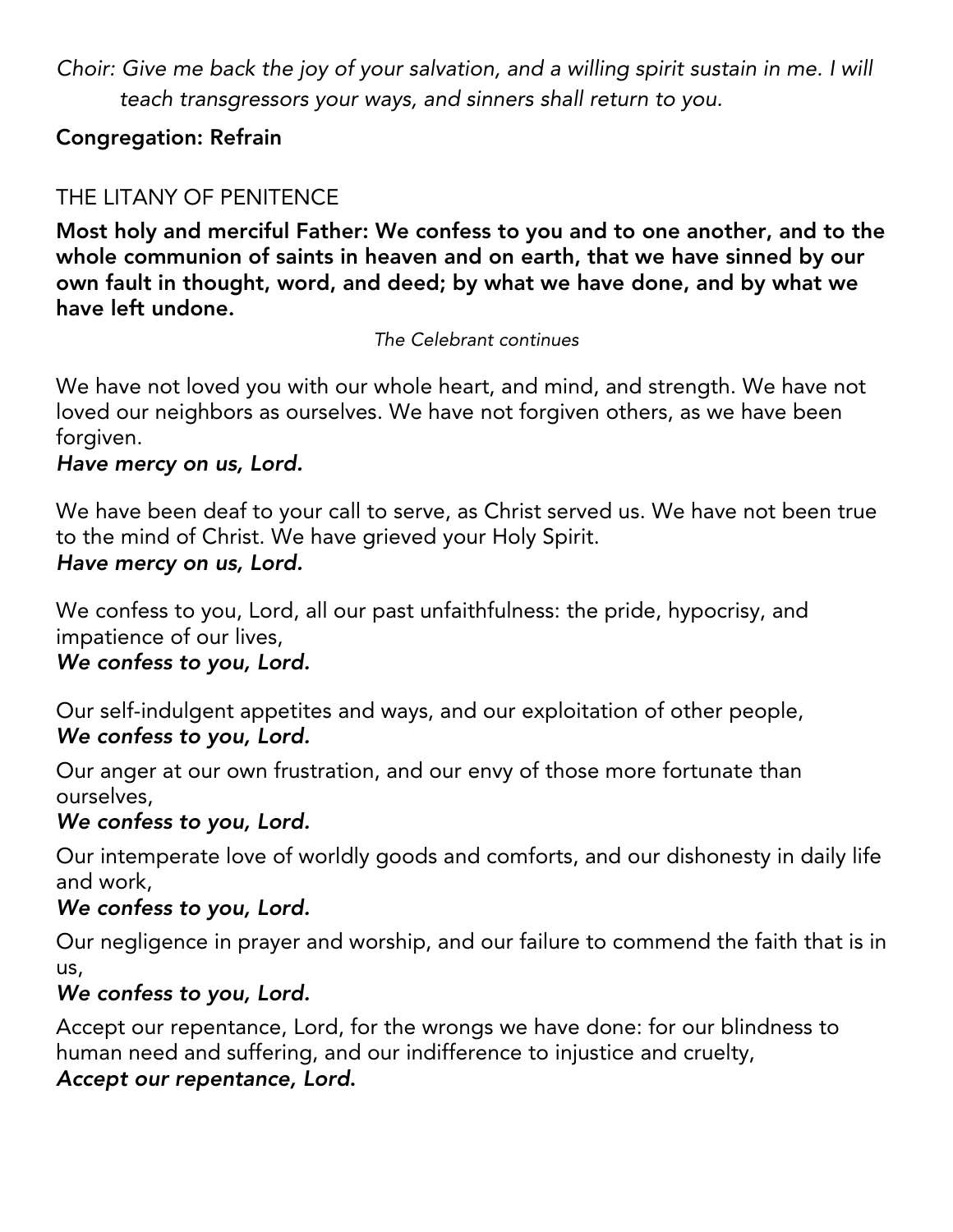*Choir: Give me back the joy of your salvation, and a willing spirit sustain in me. I will teach transgressors your ways, and sinners shall return to you.*

**Congregation: Refrain**

## THE LITANY OF PENITENCE

**Most holy and merciful Father: We confess to you and to one another, and to the whole communion of saints in heaven and on earth, that we have sinned by our own fault in thought, word, and deed; by what we have done, and by what we have left undone.**

*The Celebrant continues*

We have not loved you with our whole heart, and mind, and strength. We have not loved our neighbors as ourselves. We have not forgiven others, as we have been forgiven.
***Have mercy on us, Lord.***

We have been deaf to your call to serve, as Christ served us. We have not been true to the mind of Christ. We have grieved your Holy Spirit.
***Have mercy on us, Lord.***

We confess to you, Lord, all our past unfaithfulness: the pride, hypocrisy, and impatience of our lives,
***We confess to you, Lord.***

Our self-indulgent appetites and ways, and our exploitation of other people,
***We confess to you, Lord.***

Our anger at our own frustration, and our envy of those more fortunate than ourselves,
***We confess to you, Lord.***

Our intemperate love of worldly goods and comforts, and our dishonesty in daily life and work,
***We confess to you, Lord.***

Our negligence in prayer and worship, and our failure to commend the faith that is in us,
***We confess to you, Lord.***

Accept our repentance, Lord, for the wrongs we have done: for our blindness to human need and suffering, and our indifference to injustice and cruelty,
***Accept our repentance, Lord.***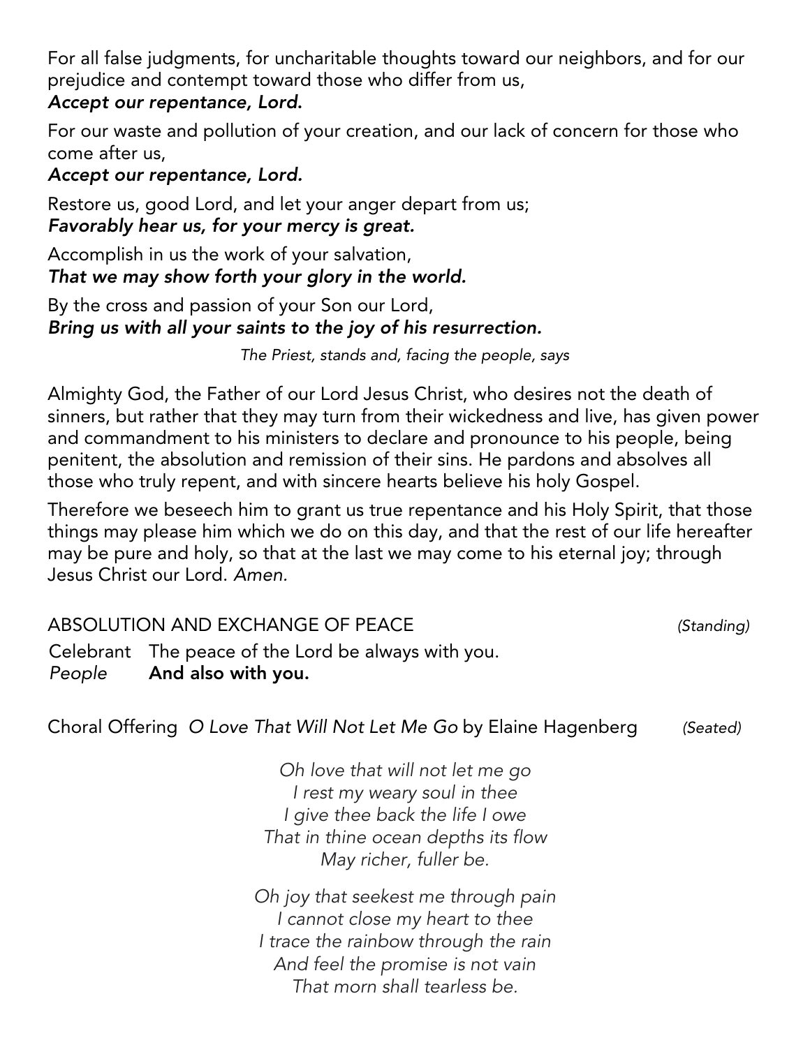For all false judgments, for uncharitable thoughts toward our neighbors, and for our prejudice and contempt toward those who differ from us,
***Accept our repentance, Lord.***

For our waste and pollution of your creation, and our lack of concern for those who come after us,
***Accept our repentance, Lord.***

Restore us, good Lord, and let your anger depart from us;
***Favorably hear us, for your mercy is great.***

Accomplish in us the work of your salvation,
***That we may show forth your glory in the world.***

By the cross and passion of your Son our Lord,
***Bring us with all your saints to the joy of his resurrection.***

*The Priest, stands and, facing the people, says*

Almighty God, the Father of our Lord Jesus Christ, who desires not the death of sinners, but rather that they may turn from their wickedness and live, has given power and commandment to his ministers to declare and pronounce to his people, being penitent, the absolution and remission of their sins. He pardons and absolves all those who truly repent, and with sincere hearts believe his holy Gospel.

Therefore we beseech him to grant us true repentance and his Holy Spirit, that those things may please him which we do on this day, and that the rest of our life hereafter may be pure and holy, so that at the last we may come to his eternal joy; through Jesus Christ our Lord. *Amen.*

ABSOLUTION AND EXCHANGE OF PEACE *(Standing)*

Celebrant The peace of the Lord be always with you.
*People* **And also with you.**

Choral Offering *O Love That Will Not Let Me Go* by Elaine Hagenberg *(Seated)*

*Oh love that will not let me go*
*I rest my weary soul in thee*
*I give thee back the life I owe*
*That in thine ocean depths its flow*
*May richer, fuller be.*

*Oh joy that seekest me through pain*
*I cannot close my heart to thee*
*I trace the rainbow through the rain*
*And feel the promise is not vain*
*That morn shall tearless be.*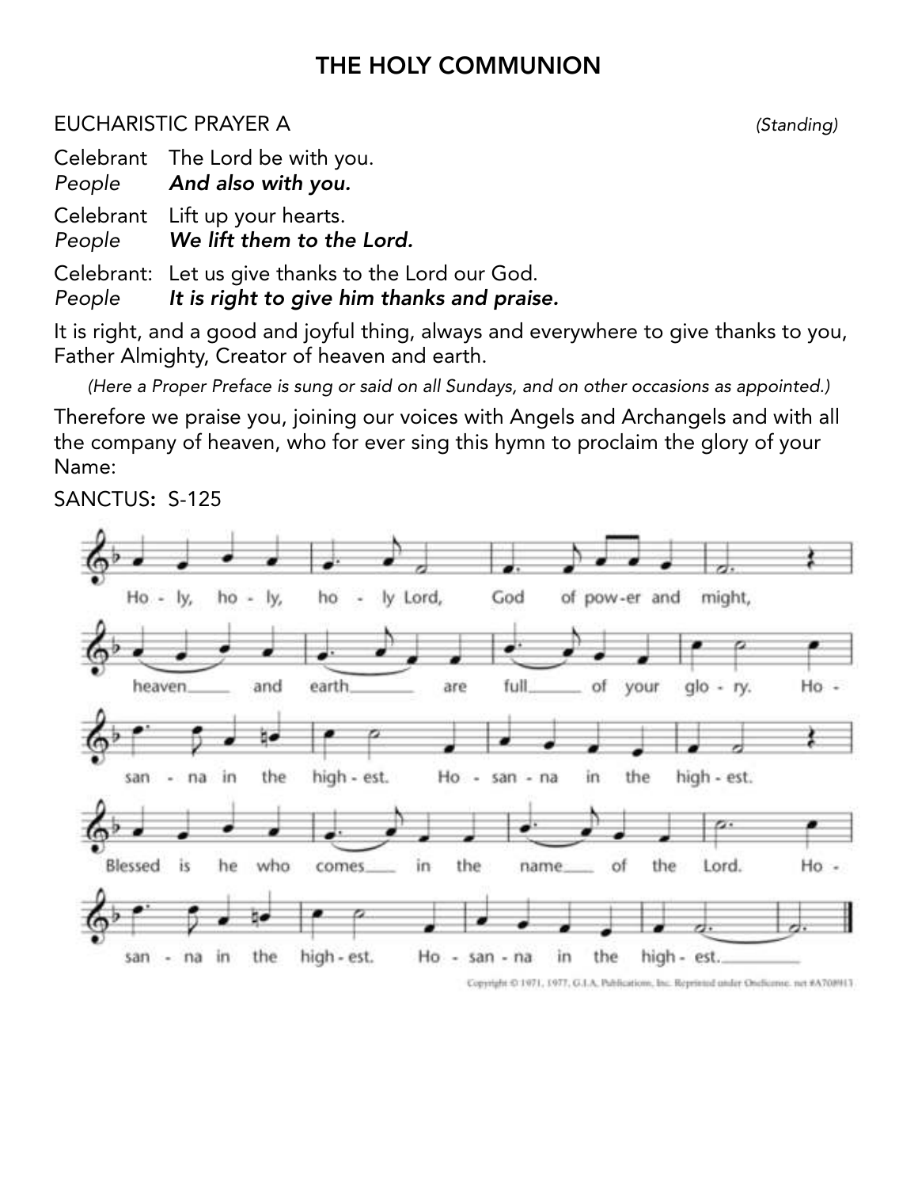# THE HOLY COMMUNION

EUCHARISTIC PRAYER A *(Standing)*

Celebrant The Lord be with you.
*People* ***And also with you.***

Celebrant Lift up your hearts.
*People* ***We lift them to the Lord.***

Celebrant: Let us give thanks to the Lord our God.
*People* ***It is right to give him thanks and praise.***

It is right, and a good and joyful thing, always and everywhere to give thanks to you, Father Almighty, Creator of heaven and earth.

*(Here a Proper Preface is sung or said on all Sundays, and on other occasions as appointed.)*

Therefore we praise you, joining our voices with Angels and Archangels and with all the company of heaven, who for ever sing this hymn to proclaim the glory of your Name:

SANCTUS: S-125

Holy, holy, holy Lord, God of power and might, heaven and earth are full of your glory. Hosanna in the highest. Hosanna in the highest.

Blessed is he who comes in the name of the Lord. Hosanna in the highest. Hosanna in the highest.

Copyright © 1971, 1977, G.I.A. Publications, Inc. Reprinted under OneLicense. net #A708913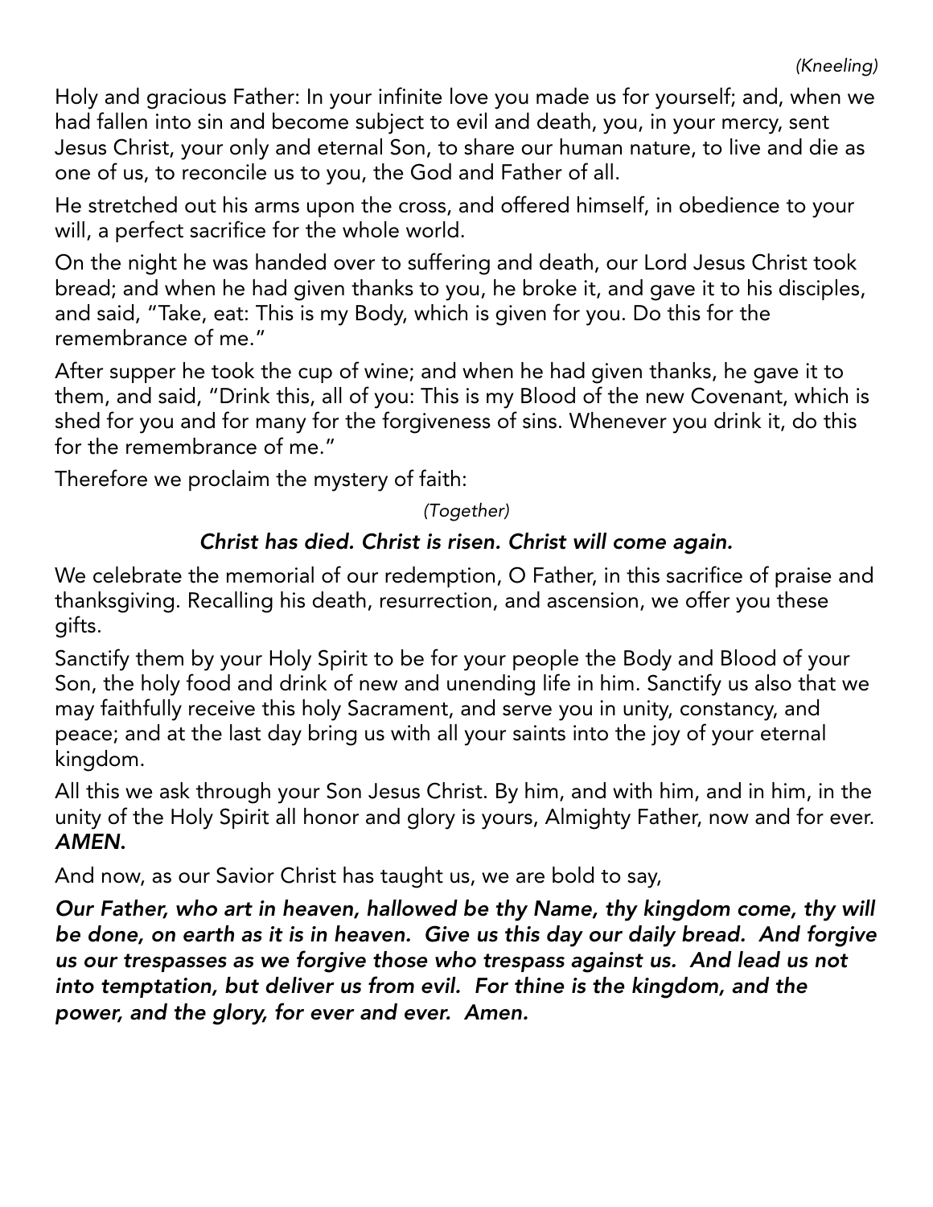*(Kneeling)*

Holy and gracious Father: In your infinite love you made us for yourself; and, when we had fallen into sin and become subject to evil and death, you, in your mercy, sent Jesus Christ, your only and eternal Son, to share our human nature, to live and die as one of us, to reconcile us to you, the God and Father of all.

He stretched out his arms upon the cross, and offered himself, in obedience to your will, a perfect sacrifice for the whole world.

On the night he was handed over to suffering and death, our Lord Jesus Christ took bread; and when he had given thanks to you, he broke it, and gave it to his disciples, and said, "Take, eat: This is my Body, which is given for you. Do this for the remembrance of me."

After supper he took the cup of wine; and when he had given thanks, he gave it to them, and said, "Drink this, all of you: This is my Blood of the new Covenant, which is shed for you and for many for the forgiveness of sins. Whenever you drink it, do this for the remembrance of me."

Therefore we proclaim the mystery of faith:

*(Together)*

***Christ has died. Christ is risen. Christ will come again.***

We celebrate the memorial of our redemption, O Father, in this sacrifice of praise and thanksgiving. Recalling his death, resurrection, and ascension, we offer you these gifts.

Sanctify them by your Holy Spirit to be for your people the Body and Blood of your Son, the holy food and drink of new and unending life in him. Sanctify us also that we may faithfully receive this holy Sacrament, and serve you in unity, constancy, and peace; and at the last day bring us with all your saints into the joy of your eternal kingdom.

All this we ask through your Son Jesus Christ. By him, and with him, and in him, in the unity of the Holy Spirit all honor and glory is yours, Almighty Father, now and for ever. ***AMEN.***

And now, as our Savior Christ has taught us, we are bold to say,

***Our Father, who art in heaven, hallowed be thy Name, thy kingdom come, thy will be done, on earth as it is in heaven. Give us this day our daily bread. And forgive us our trespasses as we forgive those who trespass against us. And lead us not into temptation, but deliver us from evil. For thine is the kingdom, and the power, and the glory, for ever and ever. Amen.***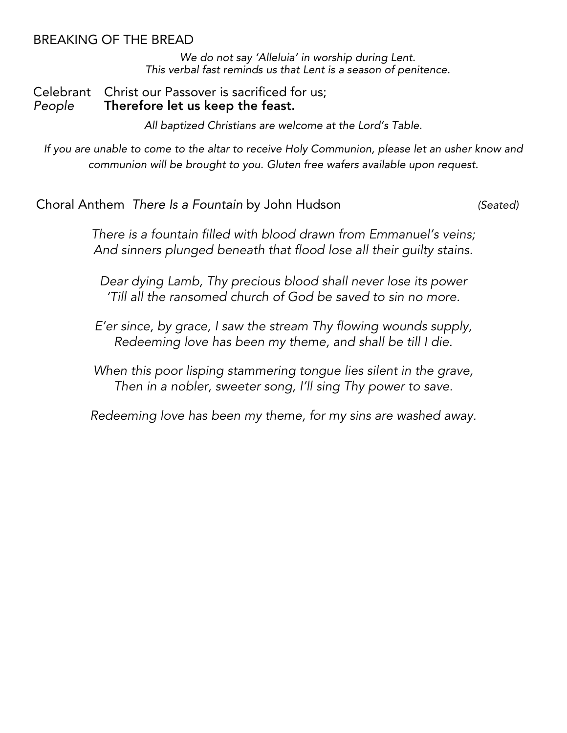## BREAKING OF THE BREAD

*We do not say 'Alleluia' in worship during Lent.*
*This verbal fast reminds us that Lent is a season of penitence.*

Celebrant  Christ our Passover is sacrificed for us;
*People*  **Therefore let us keep the feast.**

*All baptized Christians are welcome at the Lord's Table.*

*If you are unable to come to the altar to receive Holy Communion, please let an usher know and communion will be brought to you. Gluten free wafers available upon request.*

Choral Anthem *There Is a Fountain* by John Hudson *(Seated)*

*There is a fountain filled with blood drawn from Emmanuel's veins;*
*And sinners plunged beneath that flood lose all their guilty stains.*

*Dear dying Lamb, Thy precious blood shall never lose its power*
*'Till all the ransomed church of God be saved to sin no more.*

*E'er since, by grace, I saw the stream Thy flowing wounds supply,*
*Redeeming love has been my theme, and shall be till I die.*

*When this poor lisping stammering tongue lies silent in the grave,*
*Then in a nobler, sweeter song, I'll sing Thy power to save.*

*Redeeming love has been my theme, for my sins are washed away.*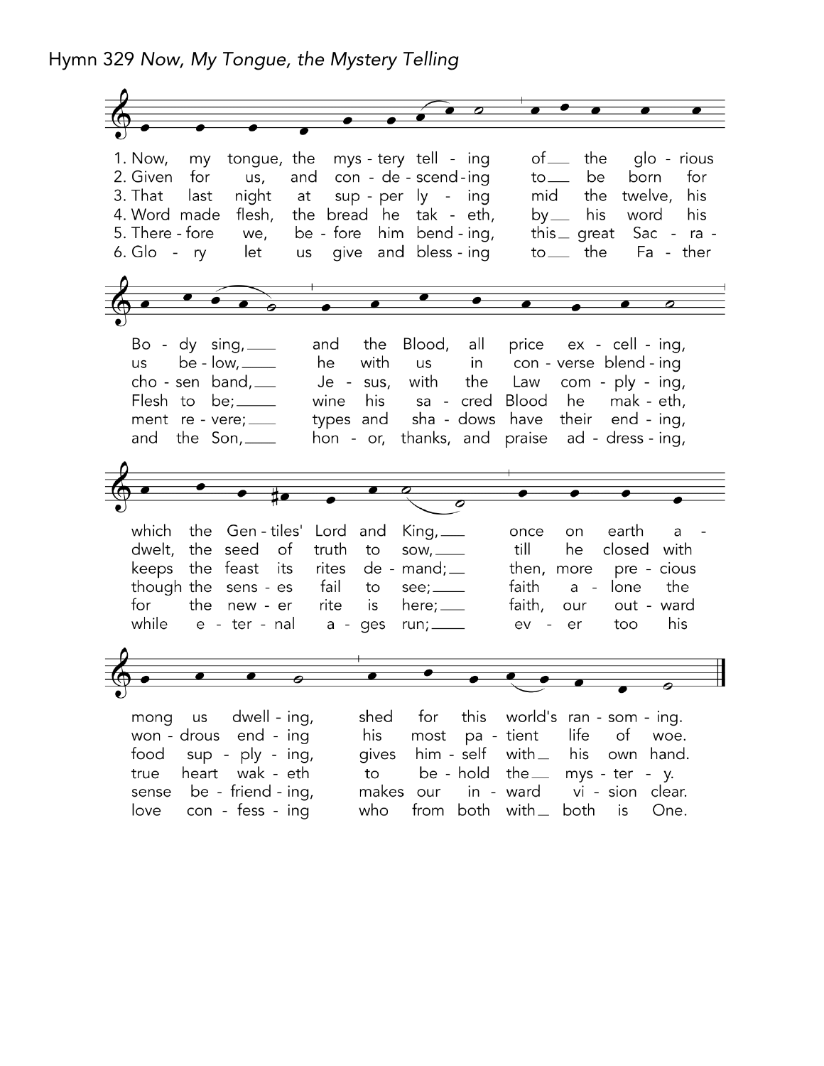Hymn 329 *Now, My Tongue, the Mystery Telling*

1. Now, my tongue, the mystery telling of the glorious Body sing, and the Blood, all price excelling, which the Gentiles' Lord and King, once on earth among us dwelling, shed for this world's ransoming.

2. Given for us, and condescending to be born for us below, he with us in converse blending dwelt, the seed of truth to sow, till he closed with wondrous ending his most patient life of woe.

3. That last night at supper lying mid the twelve, his chosen band, Jesus, with the Law complying, keeps the feast its rites demand; then, more precious food supplying, gives himself with his own hand.

4. Word made flesh, the bread he taketh, by his word his Flesh to be; wine his sacred Blood he maketh, though the senses fail to see; faith alone the true heart waketh to behold the mystery.

5. Therefore we, before him bending, this great Sacrament revere; types and shadows have their ending, for the newer rite is here; faith, our outward sense befriending, makes our inward vision clear.

6. Glory let us give and blessing to the Father and the Son, honor, thanks, and praise addressing, while eternal ages run; ever too his love confessing who from both with both is One.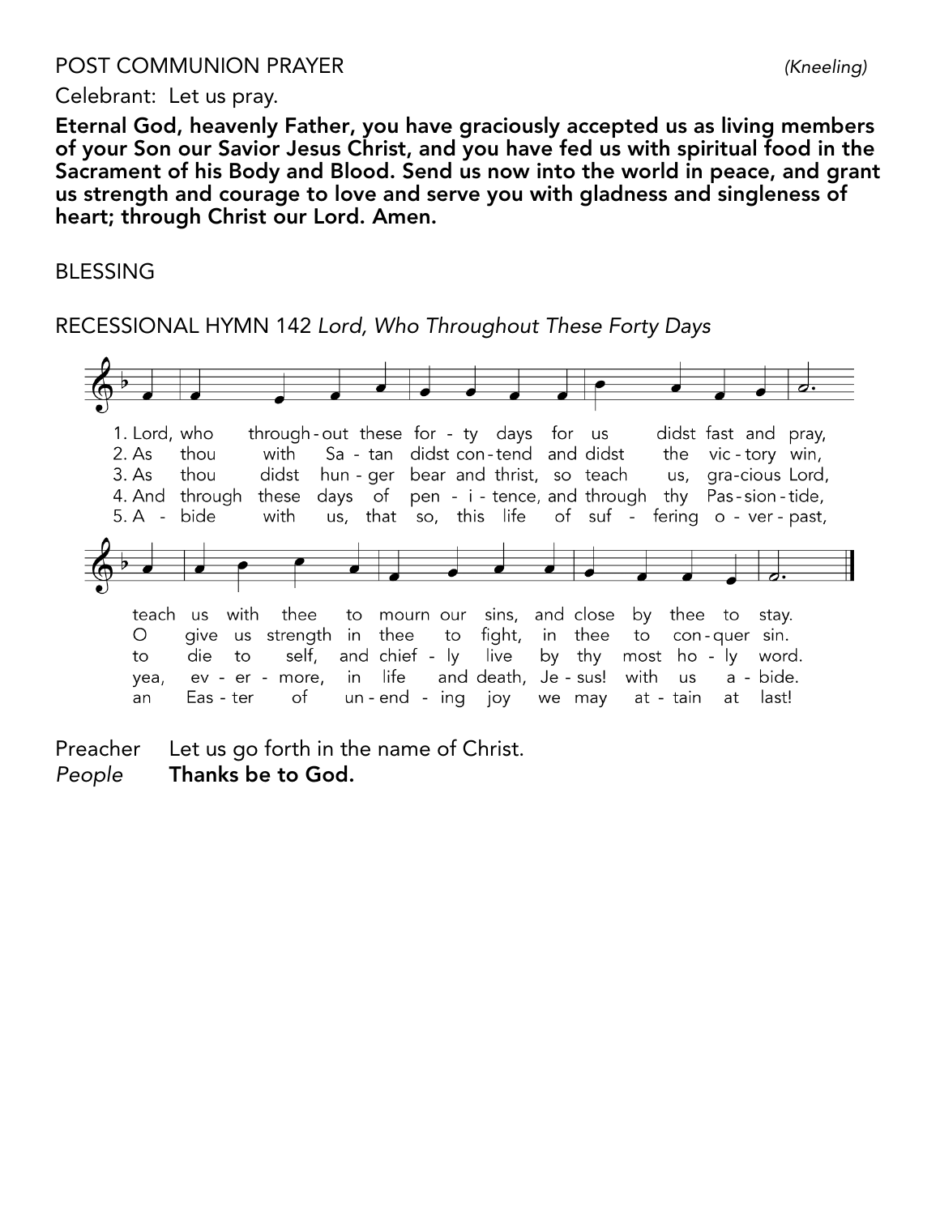POST COMMUNION PRAYER *(Kneeling)*

Celebrant: Let us pray.

**Eternal God, heavenly Father, you have graciously accepted us as living members of your Son our Savior Jesus Christ, and you have fed us with spiritual food in the Sacrament of his Body and Blood. Send us now into the world in peace, and grant us strength and courage to love and serve you with gladness and singleness of heart; through Christ our Lord. Amen.**

BLESSING

RECESSIONAL HYMN 142 *Lord, Who Throughout These Forty Days*

1. Lord, who through-out these for - ty days for us didst fast and pray,
2. As thou with Sa - tan didst con - tend and didst the vic - tory win,
3. As thou didst hun - ger bear and thrist, so teach us, gra-cious Lord,
4. And through these days of pen - i - tence, and through thy Pas - sion - tide,
5. A - bide with us, that so, this life of suf - fering o - ver - past,

teach us with thee to mourn our sins, and close by thee to stay.
O give us strength in thee to fight, in thee to con - quer sin.
to die to self, and chief - ly live by thy most ho - ly word.
yea, ev - er - more, in life and death, Je - sus! with us a - bide.
an Eas - ter of un - end - ing joy we may at - tain at last!

Preacher Let us go forth in the name of Christ.
*People* **Thanks be to God.**